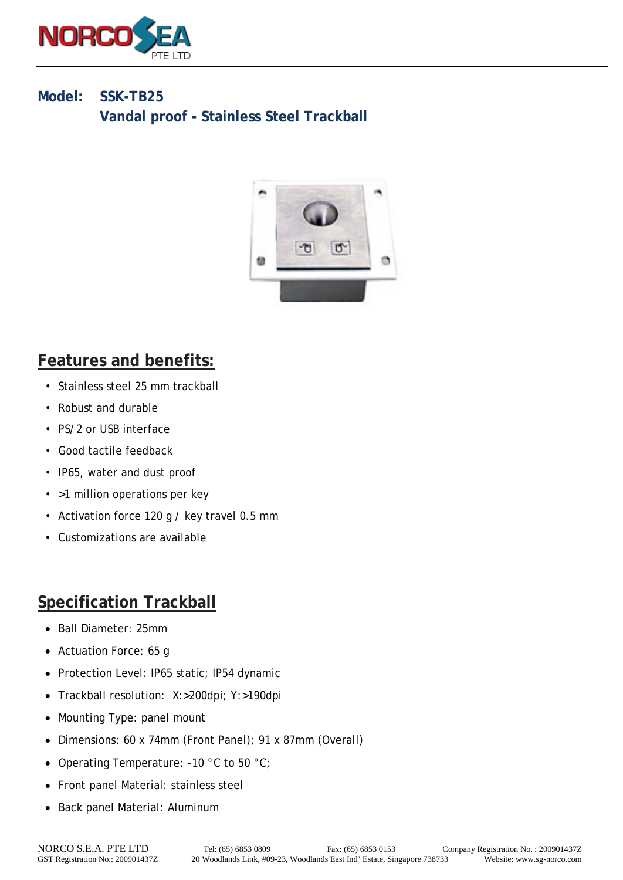# Model: SSK-TB25

## Vandal proof - Stainless Steel Trackball

## Features and benefits:

- Stainless steel 25 mm trackball
- Robust and durable
- PS/2 or USB interface
- Good tactile feedback
- IP65, water and dust proof
- >1 million operations per key
- Activation force 120 g / key travel 0.5 mm
- Customizations are available

## Specification Trackball

- Ball Diameter: 25mm
- Actuation Force: 65 g
- Protection Level: IP65 static; IP54 dynamic
- Trackball resolution: X:>200dpi; Y:>190dpi
- Mounting Type: panel mount
- Dimensions: 60 x 74mm (Front Panel); 91 x 87mm (Overall)
- Operating Temperature: -10 °C to 50 °C;
- Front panel Material: stainless steel
- Back panel Material: Aluminum

NORCO S.E.A. PTE LTD Tel: (65) 6853 0809 Fax: (65) 6853 0153 Company Registration No. : 200901437Z
GST Registration No.: 200901437Z 20 Woodlands Link, #09-23, Woodlands East Ind' Estate, Singapore 738733 Website: www.sg-norco.com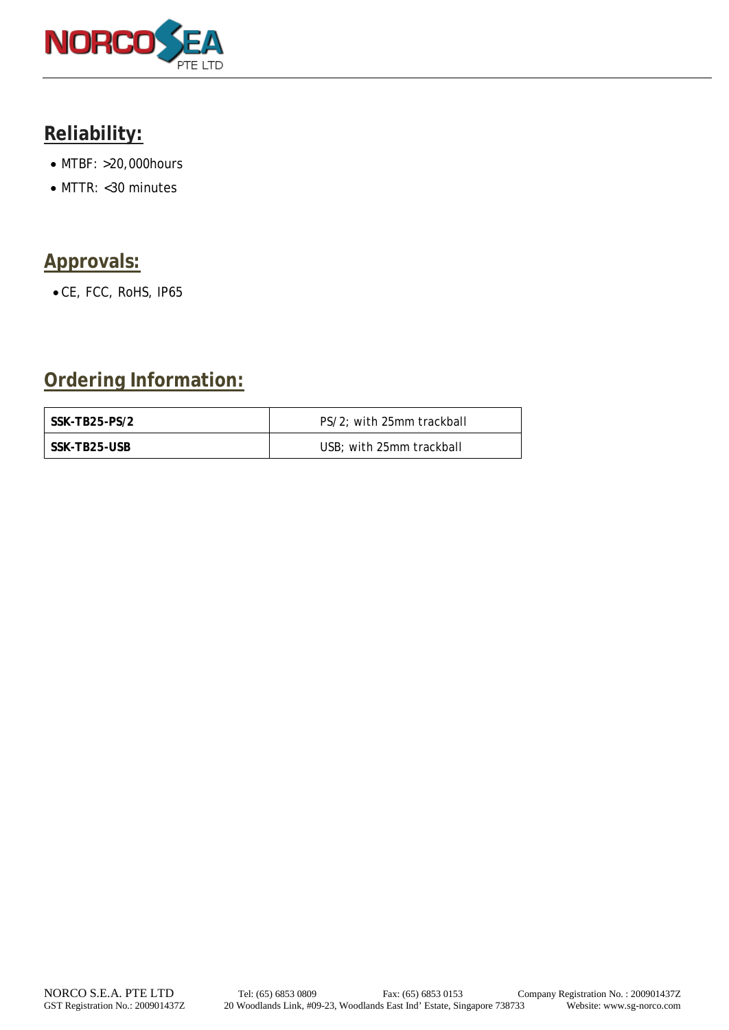## Reliability:

- MTBF: >20,000hours
- MTTR: <30 minutes

## Approvals:

- CE, FCC, RoHS, IP65

## Ordering Information:

| | |
|---|---|
| **SSK-TB25-PS/2** | PS/2; with 25mm trackball |
| **SSK-TB25-USB** | USB; with 25mm trackball |